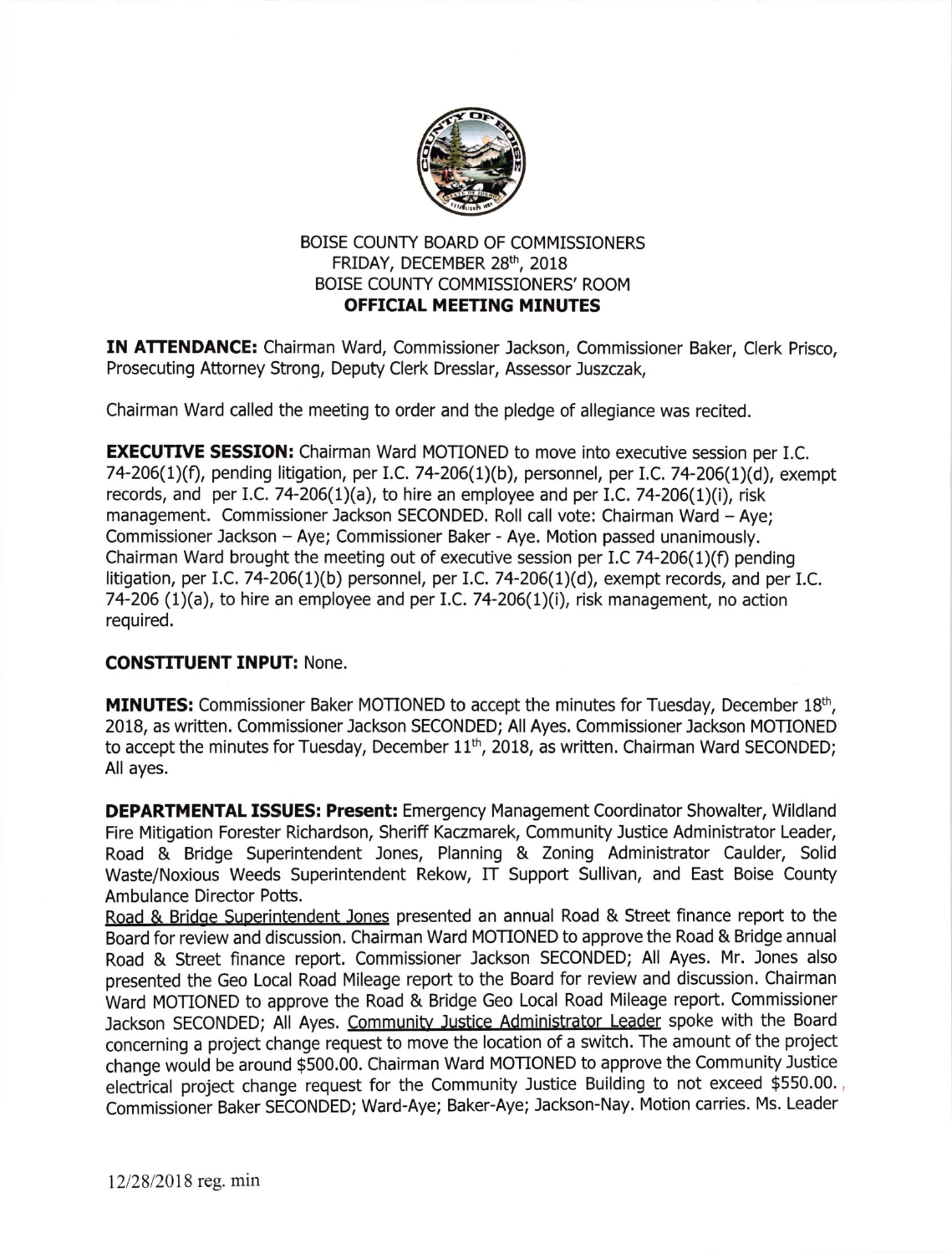BOISE COUNTY BOARD OF COMMISSIONERS
FRIDAY, DECEMBER 28th, 2018
BOISE COUNTY COMMISSIONERS' ROOM
**OFFICIAL MEETING MINUTES**

**IN ATTENDANCE:** Chairman Ward, Commissioner Jackson, Commissioner Baker, Clerk Prisco, Prosecuting Attorney Strong, Deputy Clerk Dresslar, Assessor Juszczak,

Chairman Ward called the meeting to order and the pledge of allegiance was recited.

**EXECUTIVE SESSION:** Chairman Ward MOTIONED to move into executive session per I.C. 74-206(1)(f), pending litigation, per I.C. 74-206(1)(b), personnel, per I.C. 74-206(1)(d), exempt records, and per I.C. 74-206(1)(a), to hire an employee and per I.C. 74-206(1)(i), risk management. Commissioner Jackson SECONDED. Roll call vote: Chairman Ward – Aye; Commissioner Jackson – Aye; Commissioner Baker - Aye. Motion passed unanimously. Chairman Ward brought the meeting out of executive session per I.C 74-206(1)(f) pending litigation, per I.C. 74-206(1)(b) personnel, per I.C. 74-206(1)(d), exempt records, and per I.C. 74-206 (1)(a), to hire an employee and per I.C. 74-206(1)(i), risk management, no action required.

**CONSTITUENT INPUT:** None.

**MINUTES:** Commissioner Baker MOTIONED to accept the minutes for Tuesday, December 18th, 2018, as written. Commissioner Jackson SECONDED; All Ayes. Commissioner Jackson MOTIONED to accept the minutes for Tuesday, December 11th, 2018, as written. Chairman Ward SECONDED; All ayes.

**DEPARTMENTAL ISSUES: Present:** Emergency Management Coordinator Showalter, Wildland Fire Mitigation Forester Richardson, Sheriff Kaczmarek, Community Justice Administrator Leader, Road & Bridge Superintendent Jones, Planning & Zoning Administrator Caulder, Solid Waste/Noxious Weeds Superintendent Rekow, IT Support Sullivan, and East Boise County Ambulance Director Potts.

Road & Bridge Superintendent Jones presented an annual Road & Street finance report to the Board for review and discussion. Chairman Ward MOTIONED to approve the Road & Bridge annual Road & Street finance report. Commissioner Jackson SECONDED; All Ayes. Mr. Jones also presented the Geo Local Road Mileage report to the Board for review and discussion. Chairman Ward MOTIONED to approve the Road & Bridge Geo Local Road Mileage report. Commissioner Jackson SECONDED; All Ayes. Community Justice Administrator Leader spoke with the Board concerning a project change request to move the location of a switch. The amount of the project change would be around $500.00. Chairman Ward MOTIONED to approve the Community Justice electrical project change request for the Community Justice Building to not exceed $550.00. Commissioner Baker SECONDED; Ward-Aye; Baker-Aye; Jackson-Nay. Motion carries. Ms. Leader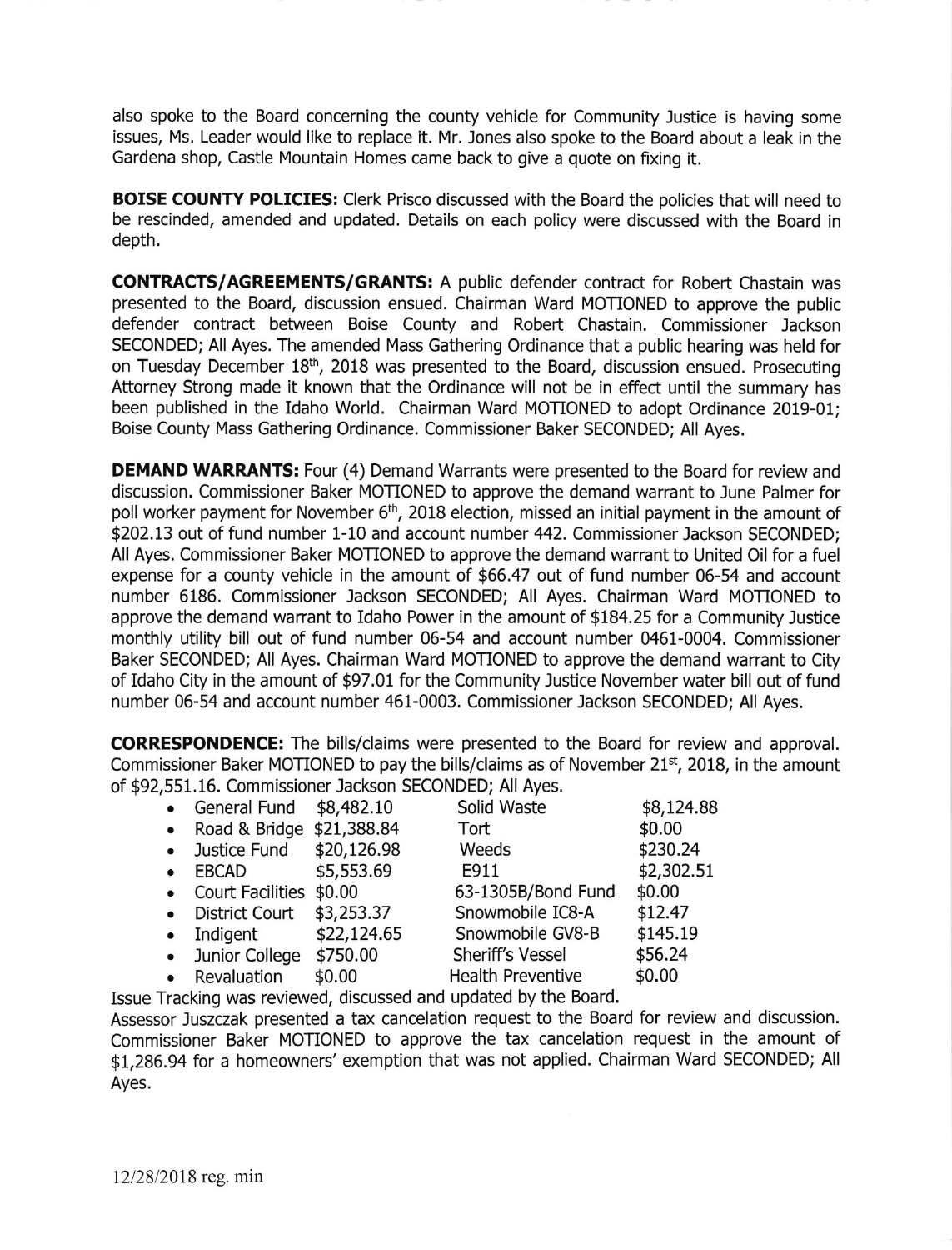also spoke to the Board concerning the county vehicle for Community Justice is having some issues, Ms. Leader would like to replace it. Mr. Jones also spoke to the Board about a leak in the Gardena shop, Castle Mountain Homes came back to give a quote on fixing it.

**BOISE COUNTY POLICIES:** Clerk Prisco discussed with the Board the policies that will need to be rescinded, amended and updated. Details on each policy were discussed with the Board in depth.

**CONTRACTS/AGREEMENTS/GRANTS:** A public defender contract for Robert Chastain was presented to the Board, discussion ensued. Chairman Ward MOTIONED to approve the public defender contract between Boise County and Robert Chastain. Commissioner Jackson SECONDED; All Ayes. The amended Mass Gathering Ordinance that a public hearing was held for on Tuesday December 18th, 2018 was presented to the Board, discussion ensued. Prosecuting Attorney Strong made it known that the Ordinance will not be in effect until the summary has been published in the Idaho World. Chairman Ward MOTIONED to adopt Ordinance 2019-01; Boise County Mass Gathering Ordinance. Commissioner Baker SECONDED; All Ayes.

**DEMAND WARRANTS:** Four (4) Demand Warrants were presented to the Board for review and discussion. Commissioner Baker MOTIONED to approve the demand warrant to June Palmer for poll worker payment for November 6th, 2018 election, missed an initial payment in the amount of $202.13 out of fund number 1-10 and account number 442. Commissioner Jackson SECONDED; All Ayes. Commissioner Baker MOTIONED to approve the demand warrant to United Oil for a fuel expense for a county vehicle in the amount of $66.47 out of fund number 06-54 and account number 6186. Commissioner Jackson SECONDED; All Ayes. Chairman Ward MOTIONED to approve the demand warrant to Idaho Power in the amount of $184.25 for a Community Justice monthly utility bill out of fund number 06-54 and account number 0461-0004. Commissioner Baker SECONDED; All Ayes. Chairman Ward MOTIONED to approve the demand warrant to City of Idaho City in the amount of $97.01 for the Community Justice November water bill out of fund number 06-54 and account number 461-0003. Commissioner Jackson SECONDED; All Ayes.

**CORRESPONDENCE:** The bills/claims were presented to the Board for review and approval. Commissioner Baker MOTIONED to pay the bills/claims as of November 21st, 2018, in the amount of $92,551.16. Commissioner Jackson SECONDED; All Ayes.

| | | | |
|---|---|---|---|
| • General Fund | $8,482.10 | Solid Waste | $8,124.88 |
| • Road & Bridge | $21,388.84 | Tort | $0.00 |
| • Justice Fund | $20,126.98 | Weeds | $230.24 |
| • EBCAD | $5,553.69 | E911 | $2,302.51 |
| • Court Facilities | $0.00 | 63-1305B/Bond Fund | $0.00 |
| • District Court | $3,253.37 | Snowmobile IC8-A | $12.47 |
| • Indigent | $22,124.65 | Snowmobile GV8-B | $145.19 |
| • Junior College | $750.00 | Sheriff's Vessel | $56.24 |
| • Revaluation | $0.00 | Health Preventive | $0.00 |

Issue Tracking was reviewed, discussed and updated by the Board.

Assessor Juszczak presented a tax cancelation request to the Board for review and discussion. Commissioner Baker MOTIONED to approve the tax cancelation request in the amount of $1,286.94 for a homeowners' exemption that was not applied. Chairman Ward SECONDED; All Ayes.